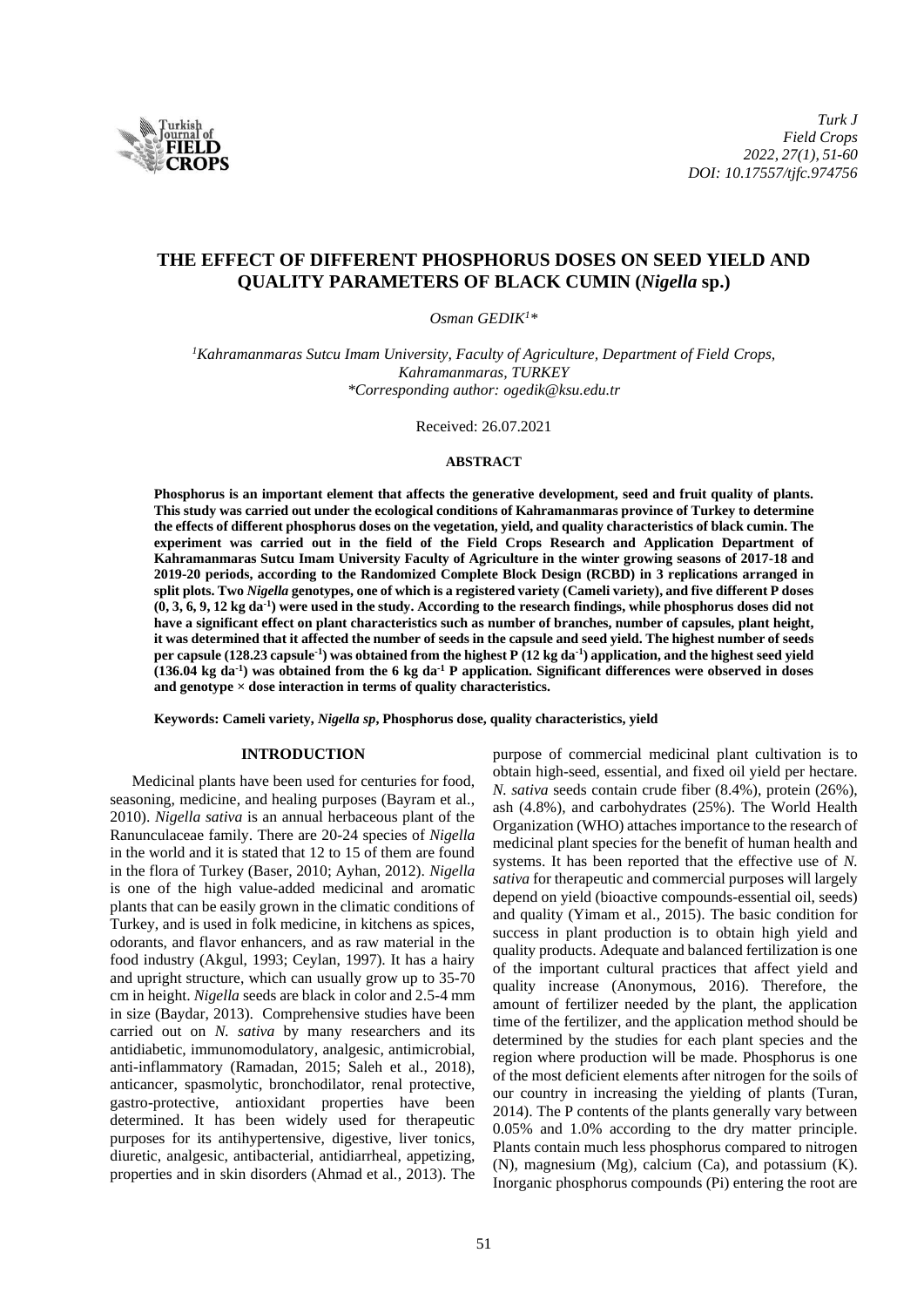# THE EFFECT OF DIFFERENT PHOSPHORUS DOSES ON SEED YIELD AND QUALITY PARAMETERS OF BLACK CUMIN (*Nigella* sp.)

*Osman GEDIK[1]\**

[1]*Kahramanmaras Sutcu Imam University, Faculty of Agriculture, Department of Field Crops, Kahramanmaras, TURKEY*
*\*Corresponding author: ogedik@ksu.edu.tr*

Received: 26.07.2021

## ABSTRACT

**Phosphorus is an important element that affects the generative development, seed and fruit quality of plants. This study was carried out under the ecological conditions of Kahramanmaras province of Turkey to determine the effects of different phosphorus doses on the vegetation, yield, and quality characteristics of black cumin. The experiment was carried out in the field of the Field Crops Research and Application Department of Kahramanmaras Sutcu Imam University Faculty of Agriculture in the winter growing seasons of 2017-18 and 2019-20 periods, according to the Randomized Complete Block Design (RCBD) in 3 replications arranged in split plots. Two *Nigella* genotypes, one of which is a registered variety (Cameli variety), and five different P doses (0, 3, 6, 9, 12 kg da$^{-1}$) were used in the study. According to the research findings, while phosphorus doses did not have a significant effect on plant characteristics such as number of branches, number of capsules, plant height, it was determined that it affected the number of seeds in the capsule and seed yield. The highest number of seeds per capsule (128.23 capsule$^{-1}$) was obtained from the highest P (12 kg da$^{-1}$) application, and the highest seed yield (136.04 kg da$^{-1}$) was obtained from the 6 kg da$^{-1}$ P application. Significant differences were observed in doses and genotype × dose interaction in terms of quality characteristics.**

**Keywords: Cameli variety, *Nigella sp*, Phosphorus dose, quality characteristics, yield**

## INTRODUCTION

Medicinal plants have been used for centuries for food, seasoning, medicine, and healing purposes (Bayram et al., 2010). *Nigella sativa* is an annual herbaceous plant of the Ranunculaceae family. There are 20-24 species of *Nigella* in the world and it is stated that 12 to 15 of them are found in the flora of Turkey (Baser, 2010; Ayhan, 2012). *Nigella* is one of the high value-added medicinal and aromatic plants that can be easily grown in the climatic conditions of Turkey, and is used in folk medicine, in kitchens as spices, odorants, and flavor enhancers, and as raw material in the food industry (Akgul, 1993; Ceylan, 1997). It has a hairy and upright structure, which can usually grow up to 35-70 cm in height. *Nigella* seeds are black in color and 2.5-4 mm in size (Baydar, 2013). Comprehensive studies have been carried out on *N. sativa* by many researchers and its antidiabetic, immunomodulatory, analgesic, antimicrobial, anti-inflammatory (Ramadan, 2015; Saleh et al., 2018), anticancer, spasmolytic, bronchodilator, renal protective, gastro-protective, antioxidant properties have been determined. It has been widely used for therapeutic purposes for its antihypertensive, digestive, liver tonics, diuretic, analgesic, antibacterial, antidiarrheal, appetizing, properties and in skin disorders (Ahmad et al., 2013). The purpose of commercial medicinal plant cultivation is to obtain high-seed, essential, and fixed oil yield per hectare. *N. sativa* seeds contain crude fiber (8.4%), protein (26%), ash (4.8%), and carbohydrates (25%). The World Health Organization (WHO) attaches importance to the research of medicinal plant species for the benefit of human health and systems. It has been reported that the effective use of *N. sativa* for therapeutic and commercial purposes will largely depend on yield (bioactive compounds-essential oil, seeds) and quality (Yimam et al., 2015). The basic condition for success in plant production is to obtain high yield and quality products. Adequate and balanced fertilization is one of the important cultural practices that affect yield and quality increase (Anonymous, 2016). Therefore, the amount of fertilizer needed by the plant, the application time of the fertilizer, and the application method should be determined by the studies for each plant species and the region where production will be made. Phosphorus is one of the most deficient elements after nitrogen for the soils of our country in increasing the yielding of plants (Turan, 2014). The P contents of the plants generally vary between 0.05% and 1.0% according to the dry matter principle. Plants contain much less phosphorus compared to nitrogen (N), magnesium (Mg), calcium (Ca), and potassium (K). Inorganic phosphorus compounds (Pi) entering the root are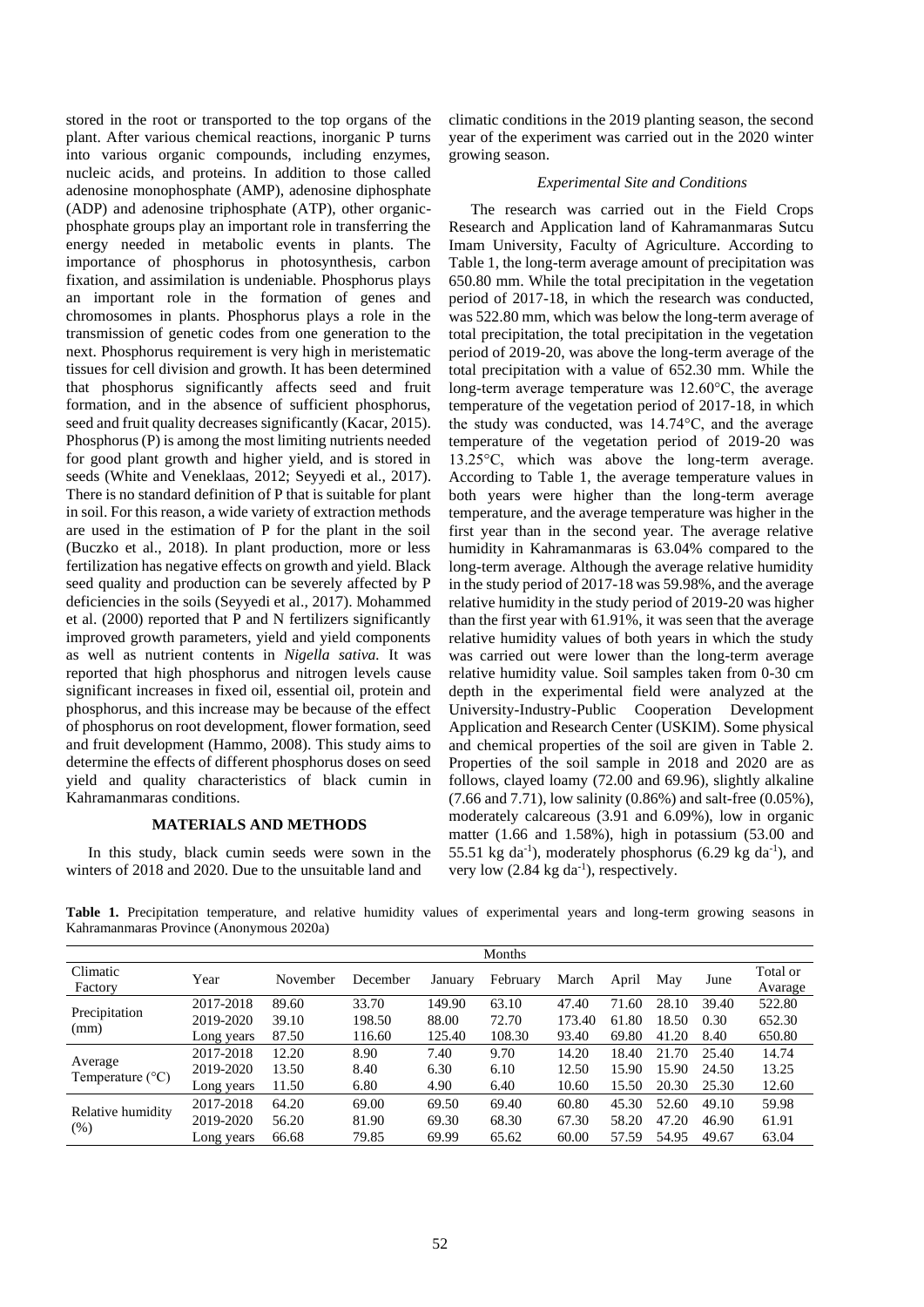stored in the root or transported to the top organs of the plant. After various chemical reactions, inorganic P turns into various organic compounds, including enzymes, nucleic acids, and proteins. In addition to those called adenosine monophosphate (AMP), adenosine diphosphate (ADP) and adenosine triphosphate (ATP), other organic-phosphate groups play an important role in transferring the energy needed in metabolic events in plants. The importance of phosphorus in photosynthesis, carbon fixation, and assimilation is undeniable. Phosphorus plays an important role in the formation of genes and chromosomes in plants. Phosphorus plays a role in the transmission of genetic codes from one generation to the next. Phosphorus requirement is very high in meristematic tissues for cell division and growth. It has been determined that phosphorus significantly affects seed and fruit formation, and in the absence of sufficient phosphorus, seed and fruit quality decreases significantly (Kacar, 2015). Phosphorus (P) is among the most limiting nutrients needed for good plant growth and higher yield, and is stored in seeds (White and Veneklaas, 2012; Seyyedi et al., 2017). There is no standard definition of P that is suitable for plant in soil. For this reason, a wide variety of extraction methods are used in the estimation of P for the plant in the soil (Buczko et al., 2018). In plant production, more or less fertilization has negative effects on growth and yield. Black seed quality and production can be severely affected by P deficiencies in the soils (Seyyedi et al., 2017). Mohammed et al. (2000) reported that P and N fertilizers significantly improved growth parameters, yield and yield components as well as nutrient contents in *Nigella sativa.* It was reported that high phosphorus and nitrogen levels cause significant increases in fixed oil, essential oil, protein and phosphorus, and this increase may be because of the effect of phosphorus on root development, flower formation, seed and fruit development (Hammo, 2008). This study aims to determine the effects of different phosphorus doses on seed yield and quality characteristics of black cumin in Kahramanmaras conditions.

## MATERIALS AND METHODS

In this study, black cumin seeds were sown in the winters of 2018 and 2020. Due to the unsuitable land and climatic conditions in the 2019 planting season, the second year of the experiment was carried out in the 2020 winter growing season.

### *Experimental Site and Conditions*

The research was carried out in the Field Crops Research and Application land of Kahramanmaras Sutcu Imam University, Faculty of Agriculture. According to Table 1, the long-term average amount of precipitation was 650.80 mm. While the total precipitation in the vegetation period of 2017-18, in which the research was conducted, was 522.80 mm, which was below the long-term average of total precipitation, the total precipitation in the vegetation period of 2019-20, was above the long-term average of the total precipitation with a value of 652.30 mm. While the long-term average temperature was 12.60°C, the average temperature of the vegetation period of 2017-18, in which the study was conducted, was 14.74°C, and the average temperature of the vegetation period of 2019-20 was 13.25°C, which was above the long-term average. According to Table 1, the average temperature values in both years were higher than the long-term average temperature, and the average temperature was higher in the first year than in the second year. The average relative humidity in Kahramanmaras is 63.04% compared to the long-term average. Although the average relative humidity in the study period of 2017-18 was 59.98%, and the average relative humidity in the study period of 2019-20 was higher than the first year with 61.91%, it was seen that the average relative humidity values of both years in which the study was carried out were lower than the long-term average relative humidity value. Soil samples taken from 0-30 cm depth in the experimental field were analyzed at the University-Industry-Public Cooperation Development Application and Research Center (USKIM). Some physical and chemical properties of the soil are given in Table 2. Properties of the soil sample in 2018 and 2020 are as follows, clayed loamy (72.00 and 69.96), slightly alkaline (7.66 and 7.71), low salinity (0.86%) and salt-free (0.05%), moderately calcareous (3.91 and 6.09%), low in organic matter (1.66 and 1.58%), high in potassium (53.00 and 55.51 kg da$^{-1}$), moderately phosphorus (6.29 kg da$^{-1}$), and very low (2.84 kg da$^{-1}$), respectively.

**Table 1.** Precipitation temperature, and relative humidity values of experimental years and long-term growing seasons in Kahramanmaras Province (Anonymous 2020a)

| Climatic Factory | Year | Months | | | | | | | | Total or Avarage |
|---|---|---|---|---|---|---|---|---|---|---|
| | | November | December | January | February | March | April | May | June | |
| Precipitation (mm) | 2017-2018 | 89.60 | 33.70 | 149.90 | 63.10 | 47.40 | 71.60 | 28.10 | 39.40 | 522.80 |
| | 2019-2020 | 39.10 | 198.50 | 88.00 | 72.70 | 173.40 | 61.80 | 18.50 | 0.30 | 652.30 |
| | Long years | 87.50 | 116.60 | 125.40 | 108.30 | 93.40 | 69.80 | 41.20 | 8.40 | 650.80 |
| Average Temperature (°C) | 2017-2018 | 12.20 | 8.90 | 7.40 | 9.70 | 14.20 | 18.40 | 21.70 | 25.40 | 14.74 |
| | 2019-2020 | 13.50 | 8.40 | 6.30 | 6.10 | 12.50 | 15.90 | 15.90 | 24.50 | 13.25 |
| | Long years | 11.50 | 6.80 | 4.90 | 6.40 | 10.60 | 15.50 | 20.30 | 25.30 | 12.60 |
| Relative humidity (%) | 2017-2018 | 64.20 | 69.00 | 69.50 | 69.40 | 60.80 | 45.30 | 52.60 | 49.10 | 59.98 |
| | 2019-2020 | 56.20 | 81.90 | 69.30 | 68.30 | 67.30 | 58.20 | 47.20 | 46.90 | 61.91 |
| | Long years | 66.68 | 79.85 | 69.99 | 65.62 | 60.00 | 57.59 | 54.95 | 49.67 | 63.04 |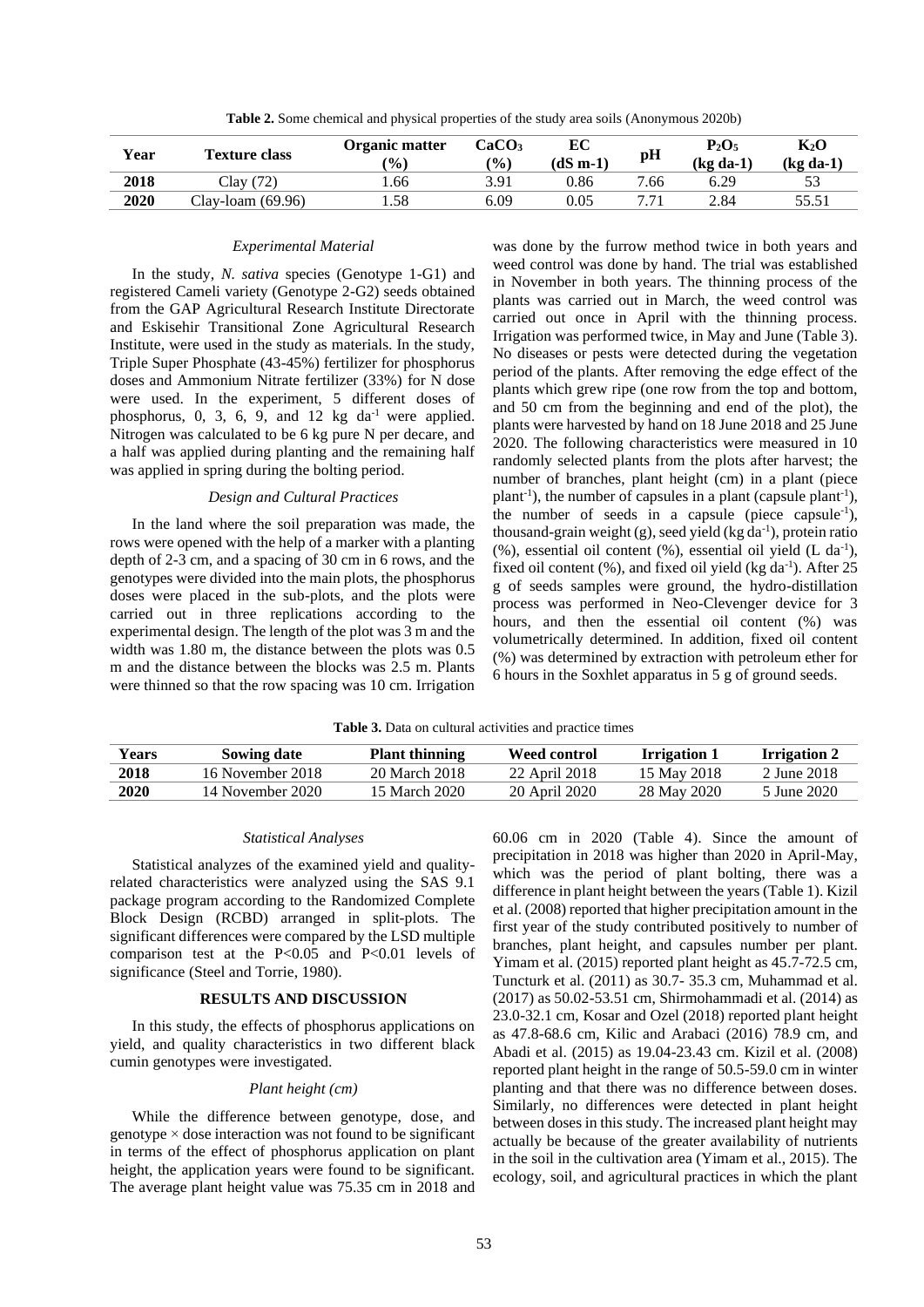**Table 2.** Some chemical and physical properties of the study area soils (Anonymous 2020b)

| Year | Texture class | Organic matter (%) | $CaCO_3$ (%) | EC (dS m-1) | pH | $P_2O_5$ (kg da-1) | $K_2O$ (kg da-1) |
|---|---|---|---|---|---|---|---|
| **2018** | Clay (72) | 1.66 | 3.91 | 0.86 | 7.66 | 6.29 | 53 |
| **2020** | Clay-loam (69.96) | 1.58 | 6.09 | 0.05 | 7.71 | 2.84 | 55.51 |

### *Experimental Material*

In the study, *N. sativa* species (Genotype 1-G1) and registered Cameli variety (Genotype 2-G2) seeds obtained from the GAP Agricultural Research Institute Directorate and Eskisehir Transitional Zone Agricultural Research Institute, were used in the study as materials. In the study, Triple Super Phosphate (43-45%) fertilizer for phosphorus doses and Ammonium Nitrate fertilizer (33%) for N dose were used. In the experiment, 5 different doses of phosphorus, 0, 3, 6, 9, and 12 kg $da^{-1}$ were applied. Nitrogen was calculated to be 6 kg pure N per decare, and a half was applied during planting and the remaining half was applied in spring during the bolting period.

### *Design and Cultural Practices*

In the land where the soil preparation was made, the rows were opened with the help of a marker with a planting depth of 2-3 cm, and a spacing of 30 cm in 6 rows, and the genotypes were divided into the main plots, the phosphorus doses were placed in the sub-plots, and the plots were carried out in three replications according to the experimental design. The length of the plot was 3 m and the width was 1.80 m, the distance between the plots was 0.5 m and the distance between the blocks was 2.5 m. Plants were thinned so that the row spacing was 10 cm. Irrigation was done by the furrow method twice in both years and weed control was done by hand. The trial was established in November in both years. The thinning process of the plants was carried out in March, the weed control was carried out once in April with the thinning process. Irrigation was performed twice, in May and June (Table 3). No diseases or pests were detected during the vegetation period of the plants. After removing the edge effect of the plants which grew ripe (one row from the top and bottom, and 50 cm from the beginning and end of the plot), the plants were harvested by hand on 18 June 2018 and 25 June 2020. The following characteristics were measured in 10 randomly selected plants from the plots after harvest; the number of branches, plant height (cm) in a plant (piece $plant^{-1}$), the number of capsules in a plant (capsule $plant^{-1}$), the number of seeds in a capsule (piece $capsule^{-1}$), thousand-grain weight (g), seed yield (kg $da^{-1}$), protein ratio (%), essential oil content (%), essential oil yield (L $da^{-1}$), fixed oil content (%), and fixed oil yield (kg $da^{-1}$). After 25 g of seeds samples were ground, the hydro-distillation process was performed in Neo-Clevenger device for 3 hours, and then the essential oil content (%) was volumetrically determined. In addition, fixed oil content (%) was determined by extraction with petroleum ether for 6 hours in the Soxhlet apparatus in 5 g of ground seeds.

**Table 3.** Data on cultural activities and practice times

| Years | Sowing date | Plant thinning | Weed control | Irrigation 1 | Irrigation 2 |
|---|---|---|---|---|---|
| **2018** | 16 November 2018 | 20 March 2018 | 22 April 2018 | 15 May 2018 | 2 June 2018 |
| **2020** | 14 November 2020 | 15 March 2020 | 20 April 2020 | 28 May 2020 | 5 June 2020 |

### *Statistical Analyses*

Statistical analyzes of the examined yield and quality-related characteristics were analyzed using the SAS 9.1 package program according to the Randomized Complete Block Design (RCBD) arranged in split-plots. The significant differences were compared by the LSD multiple comparison test at the $P<0.05$ and $P<0.01$ levels of significance (Steel and Torrie, 1980).

## RESULTS AND DISCUSSION

In this study, the effects of phosphorus applications on yield, and quality characteristics in two different black cumin genotypes were investigated.

### *Plant height (cm)*

While the difference between genotype, dose, and genotype × dose interaction was not found to be significant in terms of the effect of phosphorus application on plant height, the application years were found to be significant. The average plant height value was 75.35 cm in 2018 and 60.06 cm in 2020 (Table 4). Since the amount of precipitation in 2018 was higher than 2020 in April-May, which was the period of plant bolting, there was a difference in plant height between the years (Table 1). Kizil et al. (2008) reported that higher precipitation amount in the first year of the study contributed positively to number of branches, plant height, and capsules number per plant. Yimam et al. (2015) reported plant height as 45.7-72.5 cm, Tuncturk et al. (2011) as 30.7- 35.3 cm, Muhammad et al. (2017) as 50.02-53.51 cm, Shirmohammadi et al. (2014) as 23.0-32.1 cm, Kosar and Ozel (2018) reported plant height as 47.8-68.6 cm, Kilic and Arabaci (2016) 78.9 cm, and Abadi et al. (2015) as 19.04-23.43 cm. Kizil et al. (2008) reported plant height in the range of 50.5-59.0 cm in winter planting and that there was no difference between doses. Similarly, no differences were detected in plant height between doses in this study. The increased plant height may actually be because of the greater availability of nutrients in the soil in the cultivation area (Yimam et al., 2015). The ecology, soil, and agricultural practices in which the plant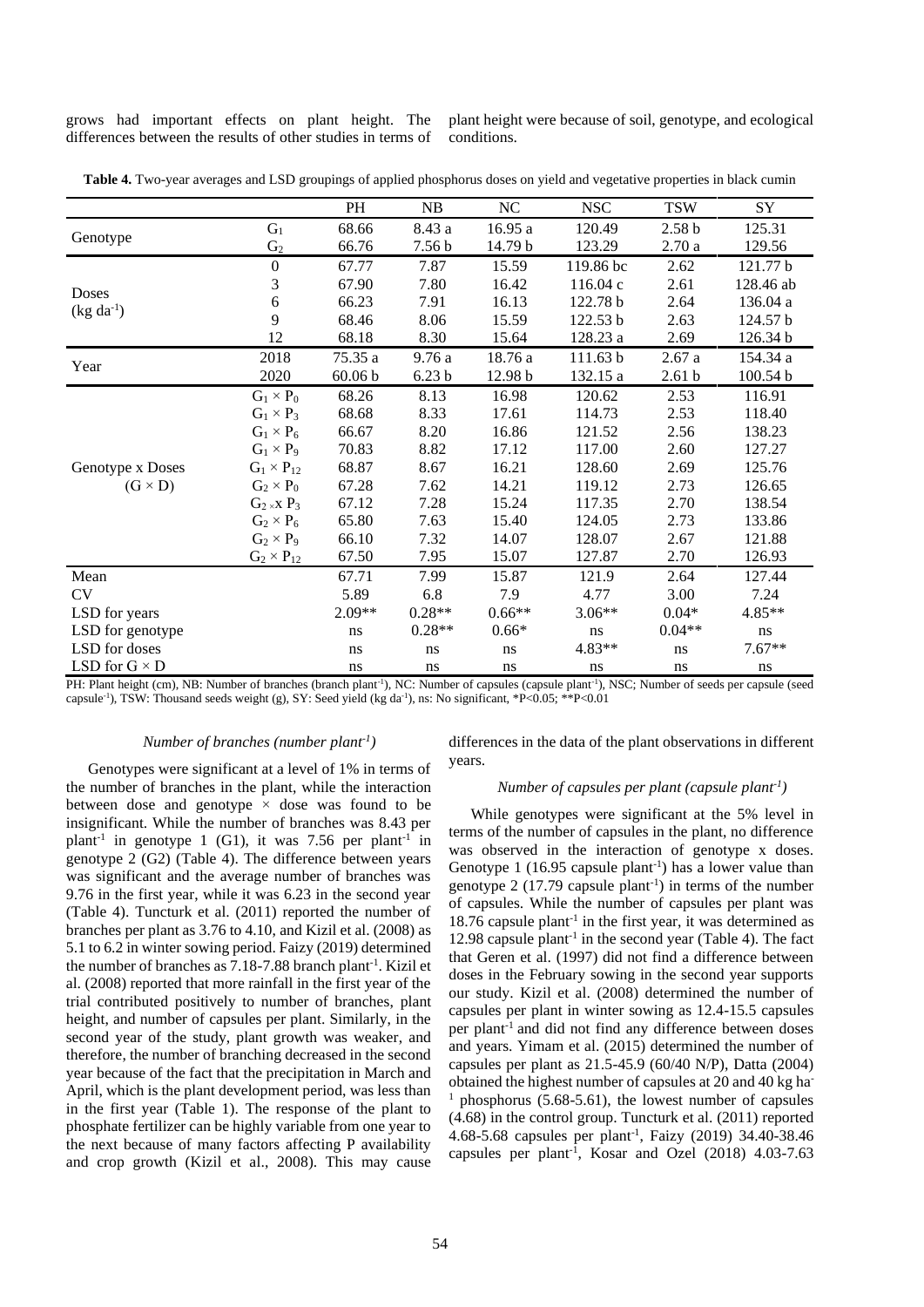grows had important effects on plant height. The differences between the results of other studies in terms of plant height were because of soil, genotype, and ecological conditions.

**Table 4.** Two-year averages and LSD groupings of applied phosphorus doses on yield and vegetative properties in black cumin

| | | PH | NB | NC | NSC | TSW | SY |
|---|---|---|---|---|---|---|---|
| Genotype | $G_1$ | 68.66 | 8.43 a | 16.95 a | 120.49 | 2.58 b | 125.31 |
| | $G_2$ | 66.76 | 7.56 b | 14.79 b | 123.29 | 2.70 a | 129.56 |
| Doses (kg $da^{-1}$) | 0 | 67.77 | 7.87 | 15.59 | 119.86 bc | 2.62 | 121.77 b |
| | 3 | 67.90 | 7.80 | 16.42 | 116.04 c | 2.61 | 128.46 ab |
| | 6 | 66.23 | 7.91 | 16.13 | 122.78 b | 2.64 | 136.04 a |
| | 9 | 68.46 | 8.06 | 15.59 | 122.53 b | 2.63 | 124.57 b |
| | 12 | 68.18 | 8.30 | 15.64 | 128.23 a | 2.69 | 126.34 b |
| Year | 2018 | 75.35 a | 9.76 a | 18.76 a | 111.63 b | 2.67 a | 154.34 a |
| | 2020 | 60.06 b | 6.23 b | 12.98 b | 132.15 a | 2.61 b | 100.54 b |
| Genotype x Doses ($G \times D$) | $G_1 \times P_0$ | 68.26 | 8.13 | 16.98 | 120.62 | 2.53 | 116.91 |
| | $G_1 \times P_3$ | 68.68 | 8.33 | 17.61 | 114.73 | 2.53 | 118.40 |
| | $G_1 \times P_6$ | 66.67 | 8.20 | 16.86 | 121.52 | 2.56 | 138.23 |
| | $G_1 \times P_9$ | 70.83 | 8.82 | 17.12 | 117.00 | 2.60 | 127.27 |
| | $G_1 \times P_{12}$ | 68.87 | 8.67 | 16.21 | 128.60 | 2.69 | 125.76 |
| | $G_2 \times P_0$ | 67.28 | 7.62 | 14.21 | 119.12 | 2.73 | 126.65 |
| | $G_2 \times P_3$ | 67.12 | 7.28 | 15.24 | 117.35 | 2.70 | 138.54 |
| | $G_2 \times P_6$ | 65.80 | 7.63 | 15.40 | 124.05 | 2.73 | 133.86 |
| | $G_2 \times P_9$ | 66.10 | 7.32 | 14.07 | 128.07 | 2.67 | 121.88 |
| | $G_2 \times P_{12}$ | 67.50 | 7.95 | 15.07 | 127.87 | 2.70 | 126.93 |
| Mean | | 67.71 | 7.99 | 15.87 | 121.9 | 2.64 | 127.44 |
| CV | | 5.89 | 6.8 | 7.9 | 4.77 | 3.00 | 7.24 |
| LSD for years | | 2.09** | 0.28** | 0.66** | 3.06** | 0.04* | 4.85** |
| LSD for genotype | | ns | 0.28** | 0.66* | ns | 0.04** | ns |
| LSD for doses | | ns | ns | ns | 4.83** | ns | 7.67** |
| LSD for $G \times D$ | | ns | ns | ns | ns | ns | ns |

PH: Plant height (cm), NB: Number of branches (branch $plant^{-1}$), NC: Number of capsules (capsule $plant^{-1}$), NSC; Number of seeds per capsule (seed $capsule^{-1}$), TSW: Thousand seeds weight (g), SY: Seed yield (kg $da^{-1}$), ns: No significant, *P<0.05; **P<0.01

### *Number of branches (number plant$^{-1}$)*

Genotypes were significant at a level of 1% in terms of the number of branches in the plant, while the interaction between dose and genotype × dose was found to be insignificant. While the number of branches was 8.43 per $plant^{-1}$ in genotype 1 (G1), it was 7.56 per $plant^{-1}$ in genotype 2 (G2) (Table 4). The difference between years was significant and the average number of branches was 9.76 in the first year, while it was 6.23 in the second year (Table 4). Tuncturk et al. (2011) reported the number of branches per plant as 3.76 to 4.10, and Kizil et al. (2008) as 5.1 to 6.2 in winter sowing period. Faizy (2019) determined the number of branches as 7.18-7.88 branch $plant^{-1}$. Kizil et al. (2008) reported that more rainfall in the first year of the trial contributed positively to number of branches, plant height, and number of capsules per plant. Similarly, in the second year of the study, plant growth was weaker, and therefore, the number of branching decreased in the second year because of the fact that the precipitation in March and April, which is the plant development period, was less than in the first year (Table 1). The response of the plant to phosphate fertilizer can be highly variable from one year to the next because of many factors affecting P availability and crop growth (Kizil et al., 2008). This may cause differences in the data of the plant observations in different years.

### *Number of capsules per plant (capsule plant$^{-1}$)*

While genotypes were significant at the 5% level in terms of the number of capsules in the plant, no difference was observed in the interaction of genotype x doses. Genotype 1 (16.95 capsule $plant^{-1}$) has a lower value than genotype 2 (17.79 capsule $plant^{-1}$) in terms of the number of capsules. While the number of capsules per plant was 18.76 capsule $plant^{-1}$ in the first year, it was determined as 12.98 capsule $plant^{-1}$ in the second year (Table 4). The fact that Geren et al. (1997) did not find a difference between doses in the February sowing in the second year supports our study. Kizil et al. (2008) determined the number of capsules per plant in winter sowing as 12.4-15.5 capsules per $plant^{-1}$ and did not find any difference between doses and years. Yimam et al. (2015) determined the number of capsules per plant as 21.5-45.9 (60/40 N/P), Datta (2004) obtained the highest number of capsules at 20 and 40 kg $ha^{-1}$ phosphorus (5.68-5.61), the lowest number of capsules (4.68) in the control group. Tuncturk et al. (2011) reported 4.68-5.68 capsules per $plant^{-1}$, Faizy (2019) 34.40-38.46 capsules per $plant^{-1}$, Kosar and Ozel (2018) 4.03-7.63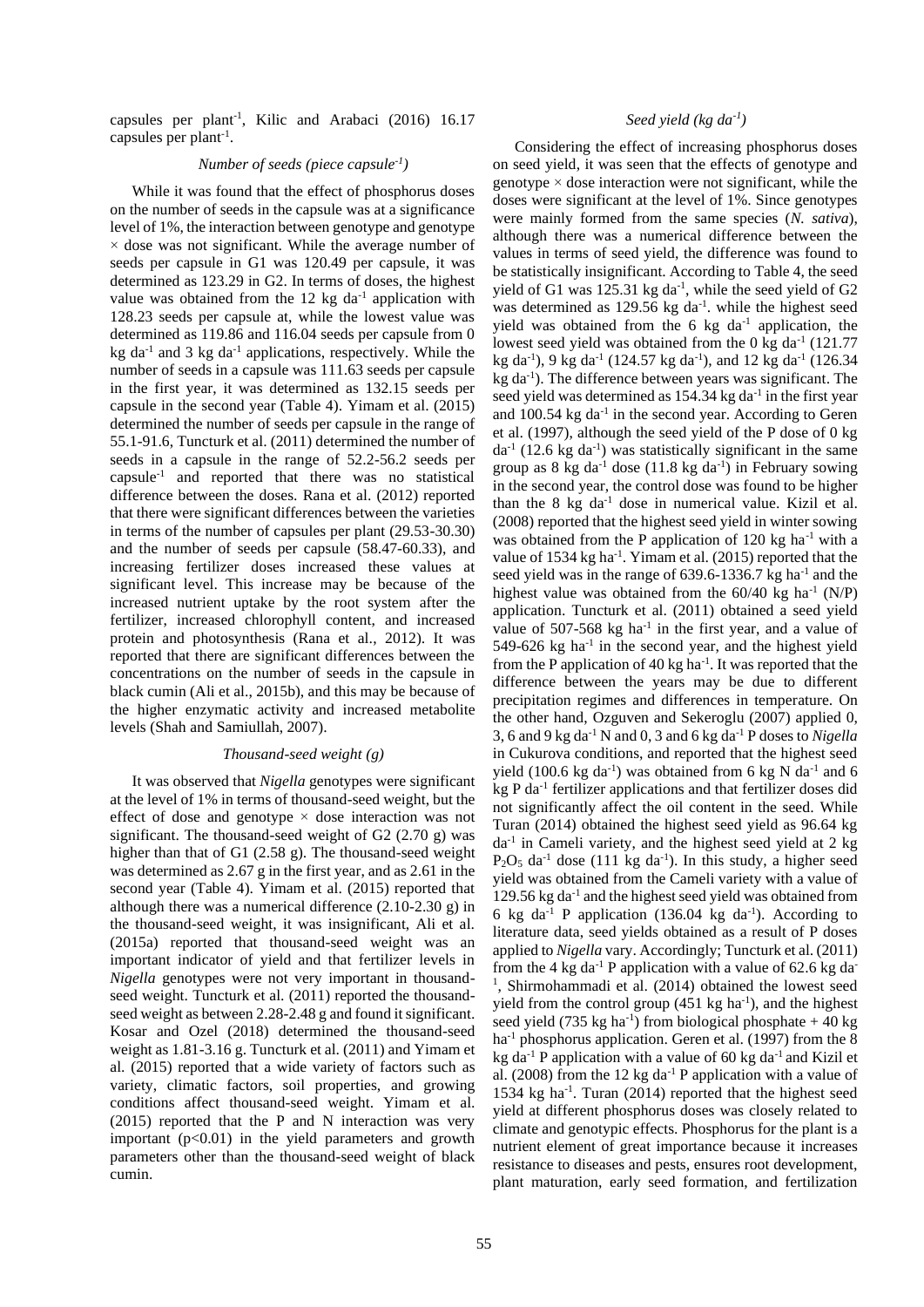capsules per plant$^{-1}$, Kilic and Arabaci (2016) 16.17 capsules per plant$^{-1}$.

### *Number of seeds (piece capsule$^{-1}$)*

While it was found that the effect of phosphorus doses on the number of seeds in the capsule was at a significance level of 1%, the interaction between genotype and genotype × dose was not significant. While the average number of seeds per capsule in G1 was 120.49 per capsule, it was determined as 123.29 in G2. In terms of doses, the highest value was obtained from the 12 kg da$^{-1}$ application with 128.23 seeds per capsule at, while the lowest value was determined as 119.86 and 116.04 seeds per capsule from 0 kg da$^{-1}$ and 3 kg da$^{-1}$ applications, respectively. While the number of seeds in a capsule was 111.63 seeds per capsule in the first year, it was determined as 132.15 seeds per capsule in the second year (Table 4). Yimam et al. (2015) determined the number of seeds per capsule in the range of 55.1-91.6, Tuncturk et al. (2011) determined the number of seeds in a capsule in the range of 52.2-56.2 seeds per capsule$^{-1}$ and reported that there was no statistical difference between the doses. Rana et al. (2012) reported that there were significant differences between the varieties in terms of the number of capsules per plant (29.53-30.30) and the number of seeds per capsule (58.47-60.33), and increasing fertilizer doses increased these values at significant level. This increase may be because of the increased nutrient uptake by the root system after the fertilizer, increased chlorophyll content, and increased protein and photosynthesis (Rana et al., 2012). It was reported that there are significant differences between the concentrations on the number of seeds in the capsule in black cumin (Ali et al., 2015b), and this may be because of the higher enzymatic activity and increased metabolite levels (Shah and Samiullah, 2007).

### *Thousand-seed weight (g)*

It was observed that *Nigella* genotypes were significant at the level of 1% in terms of thousand-seed weight, but the effect of dose and genotype × dose interaction was not significant. The thousand-seed weight of G2 (2.70 g) was higher than that of G1 (2.58 g). The thousand-seed weight was determined as 2.67 g in the first year, and as 2.61 in the second year (Table 4). Yimam et al. (2015) reported that although there was a numerical difference (2.10-2.30 g) in the thousand-seed weight, it was insignificant, Ali et al. (2015a) reported that thousand-seed weight was an important indicator of yield and that fertilizer levels in *Nigella* genotypes were not very important in thousand-seed weight. Tuncturk et al. (2011) reported the thousand-seed weight as between 2.28-2.48 g and found it significant. Kosar and Ozel (2018) determined the thousand-seed weight as 1.81-3.16 g. Tuncturk et al. (2011) and Yimam et al. (2015) reported that a wide variety of factors such as variety, climatic factors, soil properties, and growing conditions affect thousand-seed weight. Yimam et al. (2015) reported that the P and N interaction was very important ($p<0.01$) in the yield parameters and growth parameters other than the thousand-seed weight of black cumin.

### *Seed yield (kg da$^{-1}$)*

Considering the effect of increasing phosphorus doses on seed yield, it was seen that the effects of genotype and genotype × dose interaction were not significant, while the doses were significant at the level of 1%. Since genotypes were mainly formed from the same species (*N. sativa*), although there was a numerical difference between the values in terms of seed yield, the difference was found to be statistically insignificant. According to Table 4, the seed yield of G1 was 125.31 kg da$^{-1}$, while the seed yield of G2 was determined as 129.56 kg da$^{-1}$. while the highest seed yield was obtained from the 6 kg da$^{-1}$ application, the lowest seed yield was obtained from the 0 kg da$^{-1}$ (121.77 kg da$^{-1}$), 9 kg da$^{-1}$ (124.57 kg da$^{-1}$), and 12 kg da$^{-1}$ (126.34 kg da$^{-1}$). The difference between years was significant. The seed yield was determined as 154.34 kg da$^{-1}$ in the first year and 100.54 kg da$^{-1}$ in the second year. According to Geren et al. (1997), although the seed yield of the P dose of 0 kg da$^{-1}$ (12.6 kg da$^{-1}$) was statistically significant in the same group as 8 kg da$^{-1}$ dose (11.8 kg da$^{-1}$) in February sowing in the second year, the control dose was found to be higher than the 8 kg da$^{-1}$ dose in numerical value. Kizil et al. (2008) reported that the highest seed yield in winter sowing was obtained from the P application of 120 kg ha$^{-1}$ with a value of 1534 kg ha$^{-1}$. Yimam et al. (2015) reported that the seed yield was in the range of 639.6-1336.7 kg ha$^{-1}$ and the highest value was obtained from the 60/40 kg ha$^{-1}$ (N/P) application. Tuncturk et al. (2011) obtained a seed yield value of 507-568 kg ha$^{-1}$ in the first year, and a value of 549-626 kg ha$^{-1}$ in the second year, and the highest yield from the P application of 40 kg ha$^{-1}$. It was reported that the difference between the years may be due to different precipitation regimes and differences in temperature. On the other hand, Ozguven and Sekeroglu (2007) applied 0, 3, 6 and 9 kg da$^{-1}$ N and 0, 3 and 6 kg da$^{-1}$ P doses to *Nigella* in Cukurova conditions, and reported that the highest seed yield (100.6 kg da$^{-1}$) was obtained from 6 kg N da$^{-1}$ and 6 kg P da$^{-1}$ fertilizer applications and that fertilizer doses did not significantly affect the oil content in the seed. While Turan (2014) obtained the highest seed yield as 96.64 kg da$^{-1}$ in Cameli variety, and the highest seed yield at 2 kg $P_2O_5$ da$^{-1}$ dose (111 kg da$^{-1}$). In this study, a higher seed yield was obtained from the Cameli variety with a value of 129.56 kg da$^{-1}$ and the highest seed yield was obtained from 6 kg da$^{-1}$ P application (136.04 kg da$^{-1}$). According to literature data, seed yields obtained as a result of P doses applied to *Nigella* vary. Accordingly; Tuncturk et al. (2011) from the 4 kg da$^{-1}$ P application with a value of 62.6 kg da$^{-1}$, Shirmohammadi et al. (2014) obtained the lowest seed yield from the control group (451 kg ha$^{-1}$), and the highest seed yield (735 kg ha$^{-1}$) from biological phosphate + 40 kg ha$^{-1}$ phosphorus application. Geren et al. (1997) from the 8 kg da$^{-1}$ P application with a value of 60 kg da$^{-1}$ and Kizil et al. (2008) from the 12 kg da$^{-1}$ P application with a value of 1534 kg ha$^{-1}$. Turan (2014) reported that the highest seed yield at different phosphorus doses was closely related to climate and genotypic effects. Phosphorus for the plant is a nutrient element of great importance because it increases resistance to diseases and pests, ensures root development, plant maturation, early seed formation, and fertilization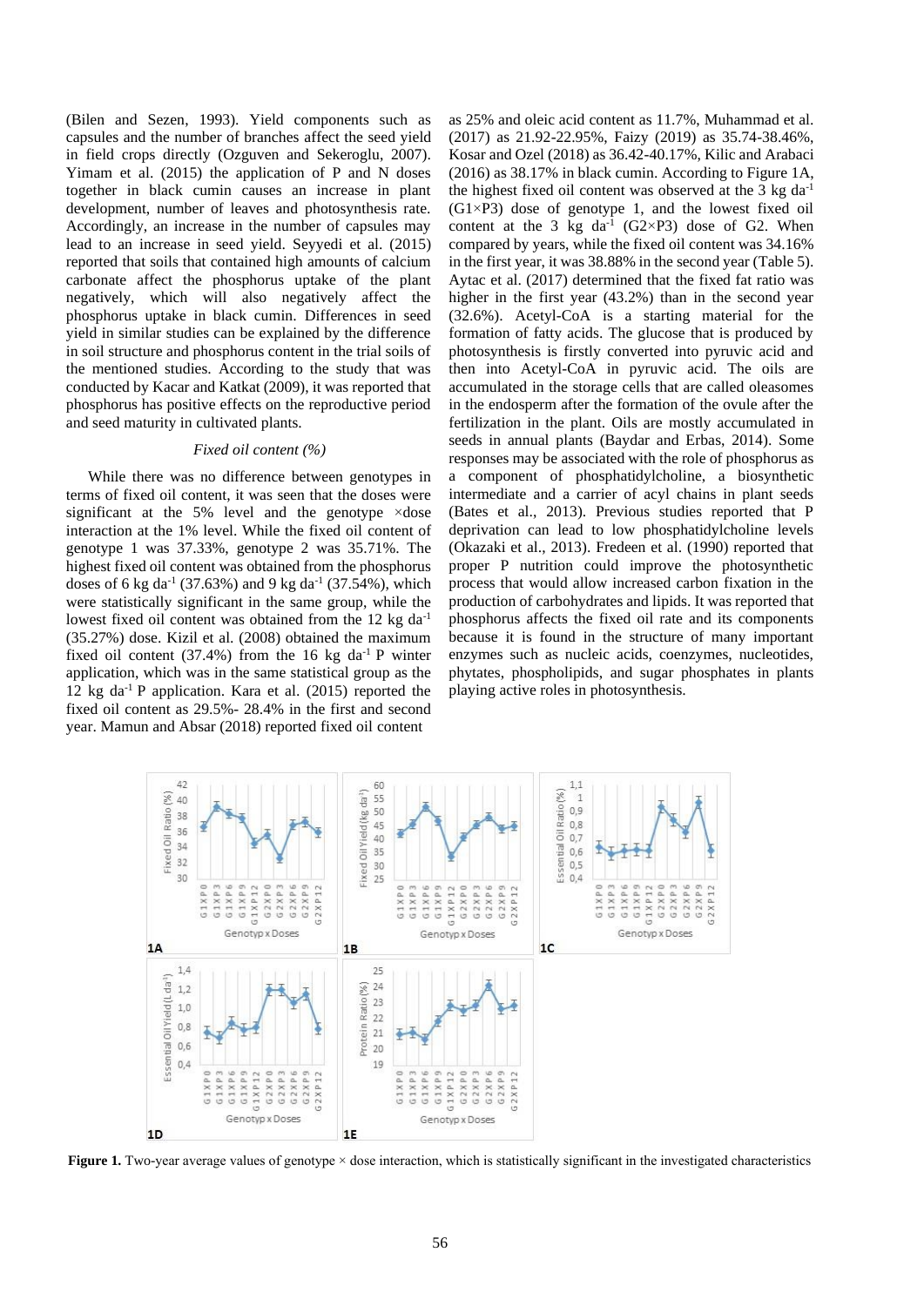(Bilen and Sezen, 1993). Yield components such as capsules and the number of branches affect the seed yield in field crops directly (Ozguven and Sekeroglu, 2007). Yimam et al. (2015) the application of P and N doses together in black cumin causes an increase in plant development, number of leaves and photosynthesis rate. Accordingly, an increase in the number of capsules may lead to an increase in seed yield. Seyyedi et al. (2015) reported that soils that contained high amounts of calcium carbonate affect the phosphorus uptake of the plant negatively, which will also negatively affect the phosphorus uptake in black cumin. Differences in seed yield in similar studies can be explained by the difference in soil structure and phosphorus content in the trial soils of the mentioned studies. According to the study that was conducted by Kacar and Katkat (2009), it was reported that phosphorus has positive effects on the reproductive period and seed maturity in cultivated plants.

### *Fixed oil content (%)*

While there was no difference between genotypes in terms of fixed oil content, it was seen that the doses were significant at the 5% level and the genotype ×dose interaction at the 1% level. While the fixed oil content of genotype 1 was 37.33%, genotype 2 was 35.71%. The highest fixed oil content was obtained from the phosphorus doses of 6 kg da$^{-1}$ (37.63%) and 9 kg da$^{-1}$ (37.54%), which were statistically significant in the same group, while the lowest fixed oil content was obtained from the 12 kg da$^{-1}$ (35.27%) dose. Kizil et al. (2008) obtained the maximum fixed oil content (37.4%) from the 16 kg da$^{-1}$ P winter application, which was in the same statistical group as the 12 kg da$^{-1}$ P application. Kara et al. (2015) reported the fixed oil content as 29.5%- 28.4% in the first and second year. Mamun and Absar (2018) reported fixed oil content as 25% and oleic acid content as 11.7%, Muhammad et al. (2017) as 21.92-22.95%, Faizy (2019) as 35.74-38.46%, Kosar and Ozel (2018) as 36.42-40.17%, Kilic and Arabaci (2016) as 38.17% in black cumin. According to Figure 1A, the highest fixed oil content was observed at the 3 kg da$^{-1}$ (G1×P3) dose of genotype 1, and the lowest fixed oil content at the 3 kg da$^{-1}$ (G2×P3) dose of G2. When compared by years, while the fixed oil content was 34.16% in the first year, it was 38.88% in the second year (Table 5). Aytac et al. (2017) determined that the fixed fat ratio was higher in the first year (43.2%) than in the second year (32.6%). Acetyl-CoA is a starting material for the formation of fatty acids. The glucose that is produced by photosynthesis is firstly converted into pyruvic acid and then into Acetyl-CoA in pyruvic acid. The oils are accumulated in the storage cells that are called oleasomes in the endosperm after the formation of the ovule after the fertilization in the plant. Oils are mostly accumulated in seeds in annual plants (Baydar and Erbas, 2014). Some responses may be associated with the role of phosphorus as a component of phosphatidylcholine, a biosynthetic intermediate and a carrier of acyl chains in plant seeds (Bates et al., 2013). Previous studies reported that P deprivation can lead to low phosphatidylcholine levels (Okazaki et al., 2013). Fredeen et al. (1990) reported that proper P nutrition could improve the photosynthetic process that would allow increased carbon fixation in the production of carbohydrates and lipids. It was reported that phosphorus affects the fixed oil rate and its components because it is found in the structure of many important enzymes such as nucleic acids, coenzymes, nucleotides, phytates, phospholipids, and sugar phosphates in plants playing active roles in photosynthesis.

1A
Fixed Oil Ratio (%)
42 40 38 36 34 32 30
G1XP0 G1XP3 G1XP6 G1XP9 G1XP12 G2XP0 G2XP3 G2XP6 G2XP9 G2XP12
Genotyp x Doses

1B
Fixed Oil Yield (kg da-1)
60 55 50 45 40 35 30 25
G1XP0 G1XP3 G1XP6 G1XP9 G1XP12 G2XP0 G2XP3 G2XP6 G2XP9 G2XP12
Genotyp x Doses

1C
Essential Oil Ratio (%)
1,1 1 0,9 0,8 0,7 0,6 0,5 0,4
G1XP0 G1XP3 G1XP6 G1XP9 G1XP12 G2XP0 G2XP3 G2XP6 G2XP9 G2XP12
Genotyp x Doses

1D
Essential Oil Yield (L da-1)
1,4 1,2 1,0 0,8 0,6 0,4
G1XP0 G1XP3 G1XP6 G1XP9 G1XP12 G2XP0 G2XP3 G2XP6 G2XP9 G2XP12
Genotyp x Doses

1E
Protein Ratio (%)
25 24 23 22 21 20 19
G1XP0 G1XP3 G1XP6 G1XP9 G1XP12 G2XP0 G2XP3 G2XP6 G2XP9 G2XP12
Genotyp x Doses

**Figure 1.** Two-year average values of genotype × dose interaction, which is statistically significant in the investigated characteristics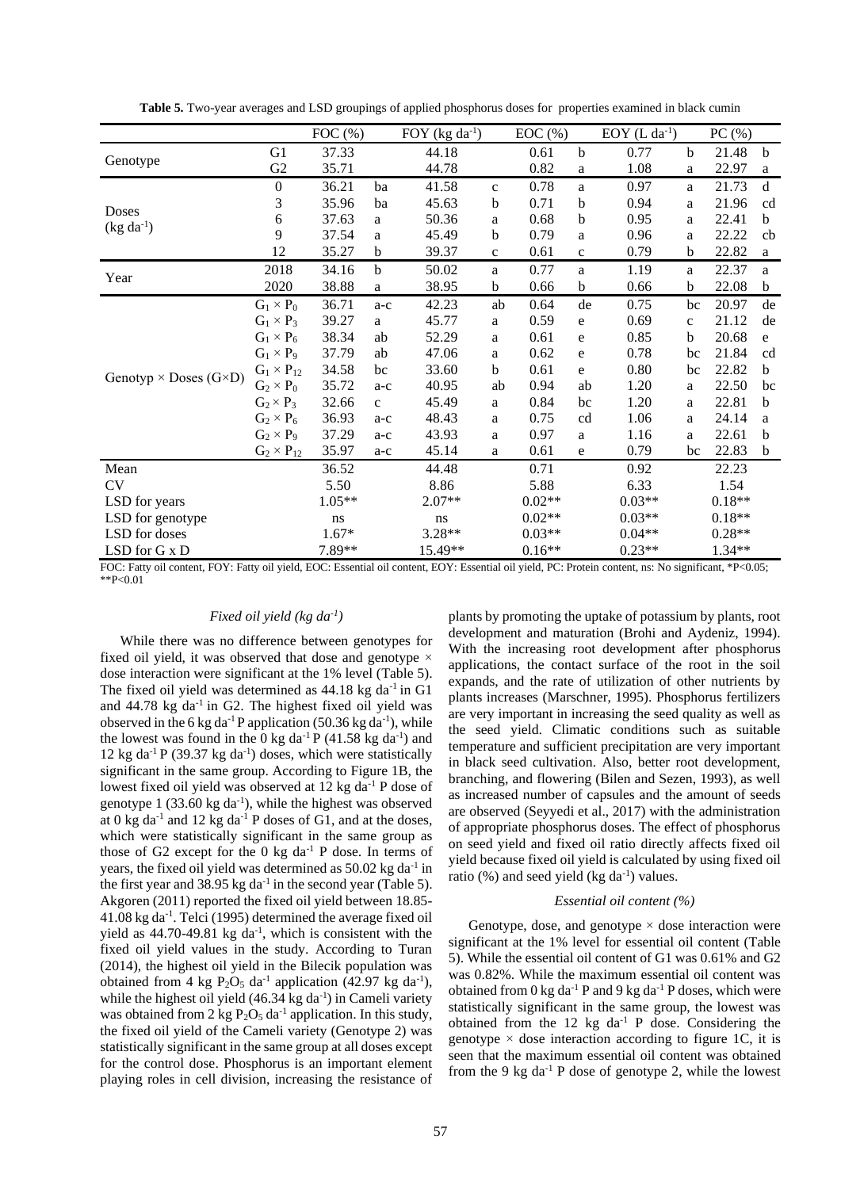**Table 5.** Two-year averages and LSD groupings of applied phosphorus doses for properties examined in black cumin

| | | FOC (%) | | FOY (kg da$^{-1}$) | | EOC (%) | | EOY (L da$^{-1}$) | | PC (%) | |
|---|---|---|---|---|---|---|---|---|---|---|---|
| Genotype | G1 | 37.33 | | 44.18 | | 0.61 | b | 0.77 | b | 21.48 | b |
| | G2 | 35.71 | | 44.78 | | 0.82 | a | 1.08 | a | 22.97 | a |
| Doses (kg da$^{-1}$) | 0 | 36.21 | ba | 41.58 | c | 0.78 | a | 0.97 | a | 21.73 | d |
| | 3 | 35.96 | ba | 45.63 | b | 0.71 | b | 0.94 | a | 21.96 | cd |
| | 6 | 37.63 | a | 50.36 | a | 0.68 | b | 0.95 | a | 22.41 | b |
| | 9 | 37.54 | a | 45.49 | b | 0.79 | a | 0.96 | a | 22.22 | cb |
| | 12 | 35.27 | b | 39.37 | c | 0.61 | c | 0.79 | b | 22.82 | a |
| Year | 2018 | 34.16 | b | 50.02 | a | 0.77 | a | 1.19 | a | 22.37 | a |
| | 2020 | 38.88 | a | 38.95 | b | 0.66 | b | 0.66 | b | 22.08 | b |
| Genotyp × Doses (G×D) | $G_1 \times P_0$ | 36.71 | a-c | 42.23 | ab | 0.64 | de | 0.75 | bc | 20.97 | de |
| | $G_1 \times P_3$ | 39.27 | a | 45.77 | a | 0.59 | e | 0.69 | c | 21.12 | de |
| | $G_1 \times P_6$ | 38.34 | ab | 52.29 | a | 0.61 | e | 0.85 | b | 20.68 | e |
| | $G_1 \times P_9$ | 37.79 | ab | 47.06 | a | 0.62 | e | 0.78 | bc | 21.84 | cd |
| | $G_1 \times P_{12}$ | 34.58 | bc | 33.60 | b | 0.61 | e | 0.80 | bc | 22.82 | b |
| | $G_2 \times P_0$ | 35.72 | a-c | 40.95 | ab | 0.94 | ab | 1.20 | a | 22.50 | bc |
| | $G_2 \times P_3$ | 32.66 | c | 45.49 | a | 0.84 | bc | 1.20 | a | 22.81 | b |
| | $G_2 \times P_6$ | 36.93 | a-c | 48.43 | a | 0.75 | cd | 1.06 | a | 24.14 | a |
| | $G_2 \times P_9$ | 37.29 | a-c | 43.93 | a | 0.97 | a | 1.16 | a | 22.61 | b |
| | $G_2 \times P_{12}$ | 35.97 | a-c | 45.14 | a | 0.61 | e | 0.79 | bc | 22.83 | b |
| Mean | | 36.52 | | 44.48 | | 0.71 | | 0.92 | | 22.23 | |
| CV | | 5.50 | | 8.86 | | 5.88 | | 6.33 | | 1.54 | |
| LSD for years | | 1.05** | | 2.07** | | 0.02** | | 0.03** | | 0.18** | |
| LSD for genotype | | ns | | ns | | 0.02** | | 0.03** | | 0.18** | |
| LSD for doses | | 1.67* | | 3.28** | | 0.03** | | 0.04** | | 0.28** | |
| LSD for G x D | | 7.89** | | 15.49** | | 0.16** | | 0.23** | | 1.34** | |

FOC: Fatty oil content, FOY: Fatty oil yield, EOC: Essential oil content, EOY: Essential oil yield, PC: Protein content, ns: No significant, *P<0.05; **P<0.01

### *Fixed oil yield (kg da$^{-1}$)*

While there was no difference between genotypes for fixed oil yield, it was observed that dose and genotype × dose interaction were significant at the 1% level (Table 5). The fixed oil yield was determined as 44.18 kg da$^{-1}$ in G1 and 44.78 kg da$^{-1}$ in G2. The highest fixed oil yield was observed in the 6 kg da$^{-1}$ P application (50.36 kg da$^{-1}$), while the lowest was found in the 0 kg da$^{-1}$ P (41.58 kg da$^{-1}$) and 12 kg da$^{-1}$ P (39.37 kg da$^{-1}$) doses, which were statistically significant in the same group. According to Figure 1B, the lowest fixed oil yield was observed at 12 kg da$^{-1}$ P dose of genotype 1 (33.60 kg da$^{-1}$), while the highest was observed at 0 kg da$^{-1}$ and 12 kg da$^{-1}$ P doses of G1, and at the doses, which were statistically significant in the same group as those of G2 except for the 0 kg da$^{-1}$ P dose. In terms of years, the fixed oil yield was determined as 50.02 kg da$^{-1}$ in the first year and 38.95 kg da$^{-1}$ in the second year (Table 5). Akgoren (2011) reported the fixed oil yield between 18.85-41.08 kg da$^{-1}$. Telci (1995) determined the average fixed oil yield as 44.70-49.81 kg da$^{-1}$, which is consistent with the fixed oil yield values in the study. According to Turan (2014), the highest oil yield in the Bilecik population was obtained from 4 kg $P_2O_5$ da$^{-1}$ application (42.97 kg da$^{-1}$), while the highest oil yield (46.34 kg da$^{-1}$) in Cameli variety was obtained from 2 kg $P_2O_5$ da$^{-1}$ application. In this study, the fixed oil yield of the Cameli variety (Genotype 2) was statistically significant in the same group at all doses except for the control dose. Phosphorus is an important element playing roles in cell division, increasing the resistance of plants by promoting the uptake of potassium by plants, root development and maturation (Brohi and Aydeniz, 1994). With the increasing root development after phosphorus applications, the contact surface of the root in the soil expands, and the rate of utilization of other nutrients by plants increases (Marschner, 1995). Phosphorus fertilizers are very important in increasing the seed quality as well as the seed yield. Climatic conditions such as suitable temperature and sufficient precipitation are very important in black seed cultivation. Also, better root development, branching, and flowering (Bilen and Sezen, 1993), as well as increased number of capsules and the amount of seeds are observed (Seyyedi et al., 2017) with the administration of appropriate phosphorus doses. The effect of phosphorus on seed yield and fixed oil ratio directly affects fixed oil yield because fixed oil yield is calculated by using fixed oil ratio (%) and seed yield (kg da$^{-1}$) values.

### *Essential oil content (%)*

Genotype, dose, and genotype × dose interaction were significant at the 1% level for essential oil content (Table 5). While the essential oil content of G1 was 0.61% and G2 was 0.82%. While the maximum essential oil content was obtained from 0 kg da$^{-1}$ P and 9 kg da$^{-1}$ P doses, which were statistically significant in the same group, the lowest was obtained from the 12 kg da$^{-1}$ P dose. Considering the genotype × dose interaction according to figure 1C, it is seen that the maximum essential oil content was obtained from the 9 kg da$^{-1}$ P dose of genotype 2, while the lowest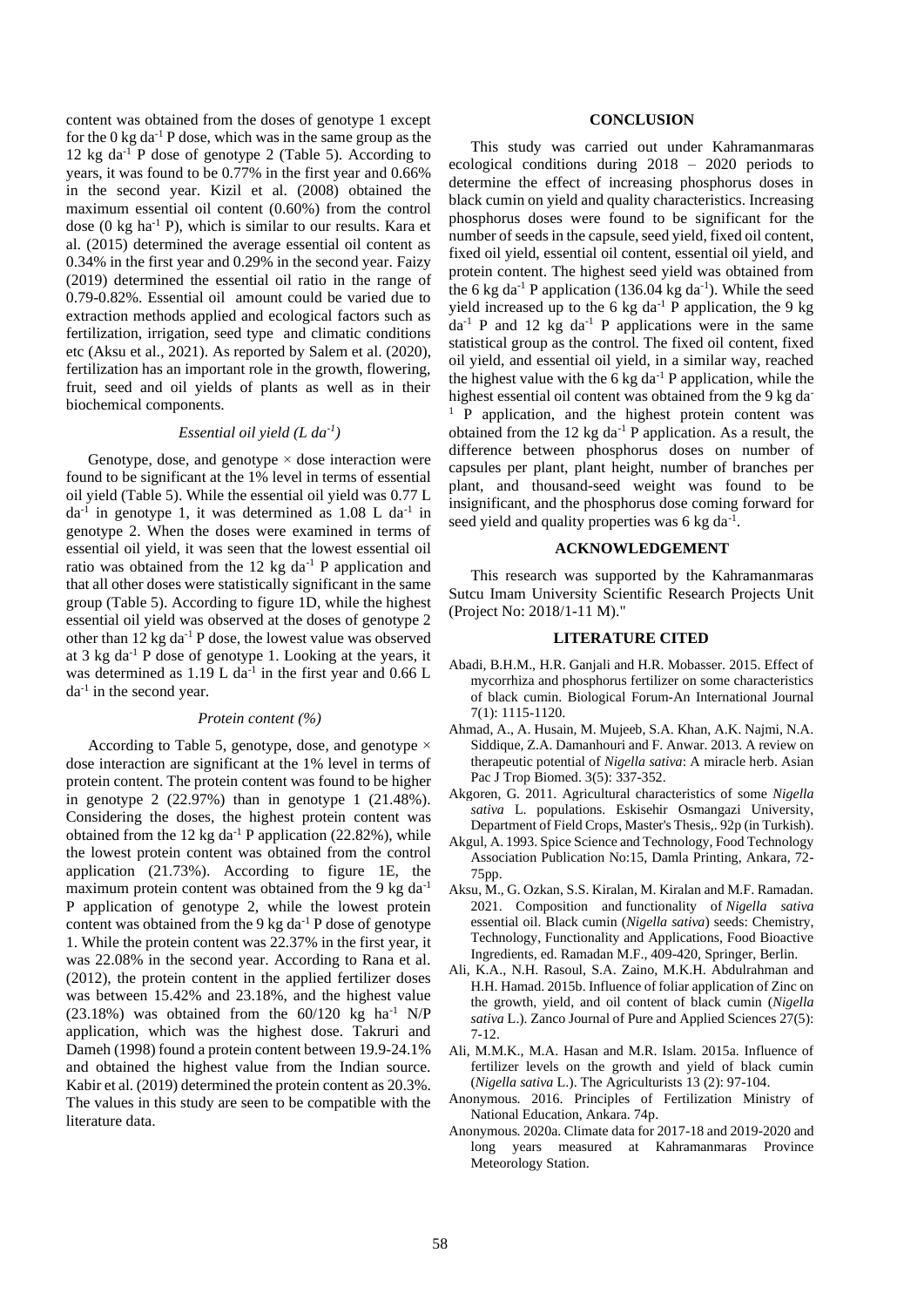content was obtained from the doses of genotype 1 except for the 0 kg da$^{-1}$ P dose, which was in the same group as the 12 kg da$^{-1}$ P dose of genotype 2 (Table 5). According to years, it was found to be 0.77% in the first year and 0.66% in the second year. Kizil et al. (2008) obtained the maximum essential oil content (0.60%) from the control dose (0 kg ha$^{-1}$ P), which is similar to our results. Kara et al. (2015) determined the average essential oil content as 0.34% in the first year and 0.29% in the second year. Faizy (2019) determined the essential oil ratio in the range of 0.79-0.82%. Essential oil amount could be varied due to extraction methods applied and ecological factors such as fertilization, irrigation, seed type and climatic conditions etc (Aksu et al., 2021). As reported by Salem et al. (2020), fertilization has an important role in the growth, flowering, fruit, seed and oil yields of plants as well as in their biochemical components.

### *Essential oil yield (L da$^{-1}$)*

Genotype, dose, and genotype × dose interaction were found to be significant at the 1% level in terms of essential oil yield (Table 5). While the essential oil yield was 0.77 L da$^{-1}$ in genotype 1, it was determined as 1.08 L da$^{-1}$ in genotype 2. When the doses were examined in terms of essential oil yield, it was seen that the lowest essential oil ratio was obtained from the 12 kg da$^{-1}$ P application and that all other doses were statistically significant in the same group (Table 5). According to figure 1D, while the highest essential oil yield was observed at the doses of genotype 2 other than 12 kg da$^{-1}$ P dose, the lowest value was observed at 3 kg da$^{-1}$ P dose of genotype 1. Looking at the years, it was determined as 1.19 L da$^{-1}$ in the first year and 0.66 L da$^{-1}$ in the second year.

### *Protein content (%)*

According to Table 5, genotype, dose, and genotype × dose interaction are significant at the 1% level in terms of protein content. The protein content was found to be higher in genotype 2 (22.97%) than in genotype 1 (21.48%). Considering the doses, the highest protein content was obtained from the 12 kg da$^{-1}$ P application (22.82%), while the lowest protein content was obtained from the control application (21.73%). According to figure 1E, the maximum protein content was obtained from the 9 kg da$^{-1}$ P application of genotype 2, while the lowest protein content was obtained from the 9 kg da$^{-1}$ P dose of genotype 1. While the protein content was 22.37% in the first year, it was 22.08% in the second year. According to Rana et al. (2012), the protein content in the applied fertilizer doses was between 15.42% and 23.18%, and the highest value (23.18%) was obtained from the 60/120 kg ha$^{-1}$ N/P application, which was the highest dose. Takruri and Dameh (1998) found a protein content between 19.9-24.1% and obtained the highest value from the Indian source. Kabir et al. (2019) determined the protein content as 20.3%. The values in this study are seen to be compatible with the literature data.

## CONCLUSION

This study was carried out under Kahramanmaras ecological conditions during 2018 – 2020 periods to determine the effect of increasing phosphorus doses in black cumin on yield and quality characteristics. Increasing phosphorus doses were found to be significant for the number of seeds in the capsule, seed yield, fixed oil content, fixed oil yield, essential oil content, essential oil yield, and protein content. The highest seed yield was obtained from the 6 kg da$^{-1}$ P application (136.04 kg da$^{-1}$). While the seed yield increased up to the 6 kg da$^{-1}$ P application, the 9 kg da$^{-1}$ P and 12 kg da$^{-1}$ P applications were in the same statistical group as the control. The fixed oil content, fixed oil yield, and essential oil yield, in a similar way, reached the highest value with the 6 kg da$^{-1}$ P application, while the highest essential oil content was obtained from the 9 kg da$^{-1}$ P application, and the highest protein content was obtained from the 12 kg da$^{-1}$ P application. As a result, the difference between phosphorus doses on number of capsules per plant, plant height, number of branches per plant, and thousand-seed weight was found to be insignificant, and the phosphorus dose coming forward for seed yield and quality properties was 6 kg da$^{-1}$.

## ACKNOWLEDGEMENT

This research was supported by the Kahramanmaras Sutcu Imam University Scientific Research Projects Unit (Project No: 2018/1-11 M)."

## LITERATURE CITED

Abadi, B.H.M., H.R. Ganjali and H.R. Mobasser. 2015. Effect of mycorrhiza and phosphorus fertilizer on some characteristics of black cumin. Biological Forum-An International Journal 7(1): 1115-1120.

Ahmad, A., A. Husain, M. Mujeeb, S.A. Khan, A.K. Najmi, N.A. Siddique, Z.A. Damanhouri and F. Anwar. 2013. A review on therapeutic potential of *Nigella sativa*: A miracle herb. Asian Pac J Trop Biomed. 3(5): 337-352.

Akgoren, G. 2011. Agricultural characteristics of some *Nigella sativa* L. populations. Eskisehir Osmangazi University, Department of Field Crops, Master's Thesis,. 92p (in Turkish).

Akgul, A. 1993. Spice Science and Technology, Food Technology Association Publication No:15, Damla Printing, Ankara, 72-75pp.

Aksu, M., G. Ozkan, S.S. Kiralan, M. Kiralan and M.F. Ramadan. 2021. Composition and functionality of *Nigella sativa* essential oil. Black cumin (*Nigella sativa*) seeds: Chemistry, Technology, Functionality and Applications, Food Bioactive Ingredients, ed. Ramadan M.F., 409-420, Springer, Berlin.

Ali, K.A., N.H. Rasoul, S.A. Zaino, M.K.H. Abdulrahman and H.H. Hamad. 2015b. Influence of foliar application of Zinc on the growth, yield, and oil content of black cumin (*Nigella sativa* L.). Zanco Journal of Pure and Applied Sciences 27(5): 7-12.

Ali, M.M.K., M.A. Hasan and M.R. Islam. 2015a. Influence of fertilizer levels on the growth and yield of black cumin (*Nigella sativa* L.). The Agriculturists 13 (2): 97-104.

Anonymous. 2016. Principles of Fertilization Ministry of National Education, Ankara. 74p.

Anonymous. 2020a. Climate data for 2017-18 and 2019-2020 and long years measured at Kahramanmaras Province Meteorology Station.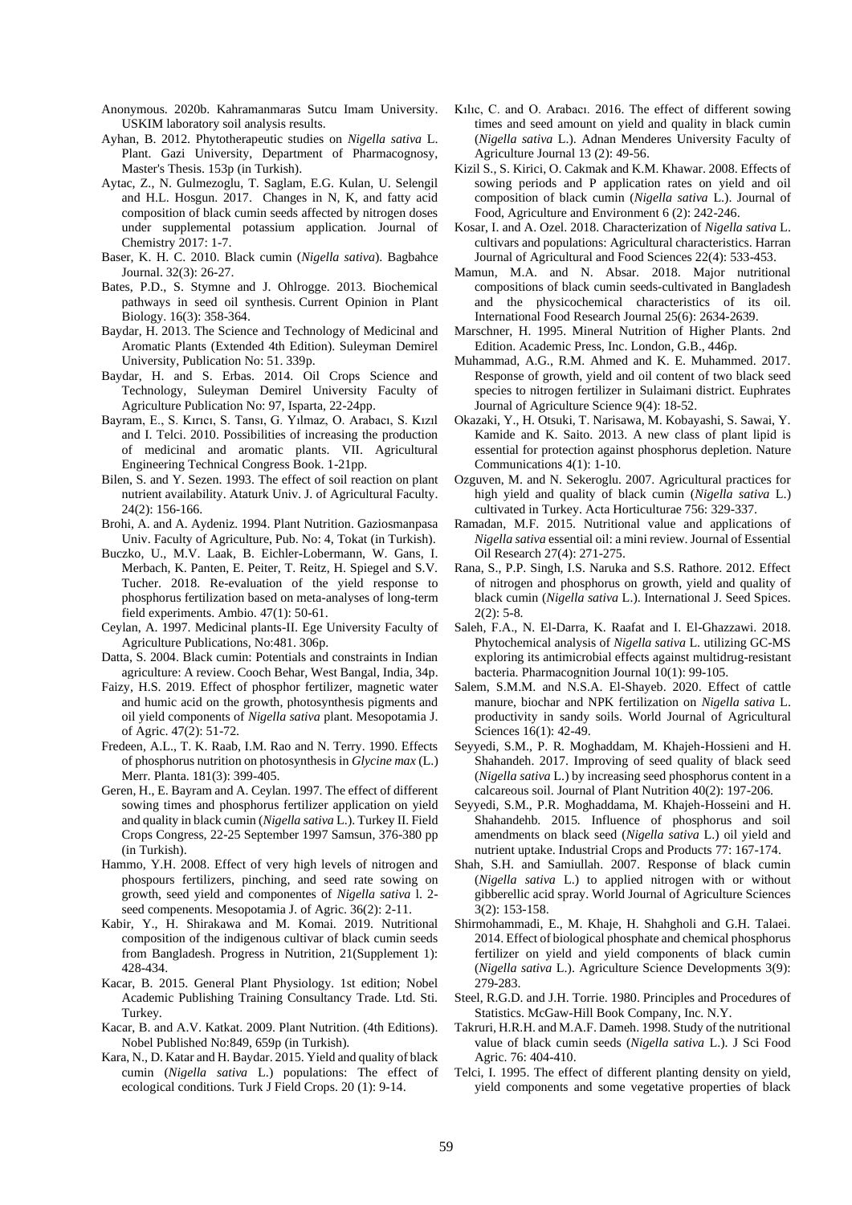Anonymous. 2020b. Kahramanmaras Sutcu Imam University. USKIM laboratory soil analysis results.

Ayhan, B. 2012. Phytotherapeutic studies on *Nigella sativa* L. Plant. Gazi University, Department of Pharmacognosy, Master's Thesis. 153p (in Turkish).

Aytac, Z., N. Gulmezoglu, T. Saglam, E.G. Kulan, U. Selengil and H.L. Hosgun. 2017. Changes in N, K, and fatty acid composition of black cumin seeds affected by nitrogen doses under supplemental potassium application. Journal of Chemistry 2017: 1-7.

Baser, K. H. C. 2010. Black cumin (*Nigella sativa*). Bagbahce Journal. 32(3): 26-27.

Bates, P.D., S. Stymne and J. Ohlrogge. 2013. Biochemical pathways in seed oil synthesis. Current Opinion in Plant Biology. 16(3): 358-364.

Baydar, H. 2013. The Science and Technology of Medicinal and Aromatic Plants (Extended 4th Edition). Suleyman Demirel University, Publication No: 51. 339p.

Baydar, H. and S. Erbas. 2014. Oil Crops Science and Technology, Suleyman Demirel University Faculty of Agriculture Publication No: 97, Isparta, 22-24pp.

Bayram, E., S. Kırıcı, S. Tansı, G. Yılmaz, O. Arabacı, S. Kızıl and I. Telci. 2010. Possibilities of increasing the production of medicinal and aromatic plants. VII. Agricultural Engineering Technical Congress Book. 1-21pp.

Bilen, S. and Y. Sezen. 1993. The effect of soil reaction on plant nutrient availability. Ataturk Univ. J. of Agricultural Faculty. 24(2): 156-166.

Brohi, A. and A. Aydeniz. 1994. Plant Nutrition. Gaziosmanpasa Univ. Faculty of Agriculture, Pub. No: 4, Tokat (in Turkish).

Buczko, U., M.V. Laak, B. Eichler-Lobermann, W. Gans, I. Merbach, K. Panten, E. Peiter, T. Reitz, H. Spiegel and S.V. Tucher. 2018. Re-evaluation of the yield response to phosphorus fertilization based on meta-analyses of long-term field experiments. Ambio. 47(1): 50-61.

Ceylan, A. 1997. Medicinal plants-II. Ege University Faculty of Agriculture Publications, No:481. 306p.

Datta, S. 2004. Black cumin: Potentials and constraints in Indian agriculture: A review. Cooch Behar, West Bangal, India, 34p.

Faizy, H.S. 2019. Effect of phosphor fertilizer, magnetic water and humic acid on the growth, photosynthesis pigments and oil yield components of *Nigella sativa* plant. Mesopotamia J. of Agric. 47(2): 51-72.

Fredeen, A.L., T. K. Raab, I.M. Rao and N. Terry. 1990. Effects of phosphorus nutrition on photosynthesis in *Glycine max* (L.) Merr. Planta. 181(3): 399-405.

Geren, H., E. Bayram and A. Ceylan. 1997. The effect of different sowing times and phosphorus fertilizer application on yield and quality in black cumin (*Nigella sativa* L.). Turkey II. Field Crops Congress, 22-25 September 1997 Samsun, 376-380 pp (in Turkish).

Hammo, Y.H. 2008. Effect of very high levels of nitrogen and phospours fertilizers, pinching, and seed rate sowing on growth, seed yield and componentes of *Nigella sativa* l. 2-seed compenents. Mesopotamia J. of Agric. 36(2): 2-11.

Kabir, Y., H. Shirakawa and M. Komai. 2019. Nutritional composition of the indigenous cultivar of black cumin seeds from Bangladesh. Progress in Nutrition, 21(Supplement 1): 428-434.

Kacar, B. 2015. General Plant Physiology. 1st edition; Nobel Academic Publishing Training Consultancy Trade. Ltd. Sti. Turkey.

Kacar, B. and A.V. Katkat. 2009. Plant Nutrition. (4th Editions). Nobel Published No:849, 659p (in Turkish).

Kara, N., D. Katar and H. Baydar. 2015. Yield and quality of black cumin (*Nigella sativa* L.) populations: The effect of ecological conditions. Turk J Field Crops. 20 (1): 9-14.

Kılıc, C. and O. Arabacı. 2016. The effect of different sowing times and seed amount on yield and quality in black cumin (*Nigella sativa* L.). Adnan Menderes University Faculty of Agriculture Journal 13 (2): 49-56.

Kizil S., S. Kirici, O. Cakmak and K.M. Khawar. 2008. Effects of sowing periods and P application rates on yield and oil composition of black cumin (*Nigella sativa* L.). Journal of Food, Agriculture and Environment 6 (2): 242-246.

Kosar, I. and A. Ozel. 2018. Characterization of *Nigella sativa* L. cultivars and populations: Agricultural characteristics. Harran Journal of Agricultural and Food Sciences 22(4): 533-453.

Mamun, M.A. and N. Absar. 2018. Major nutritional compositions of black cumin seeds-cultivated in Bangladesh and the physicochemical characteristics of its oil. International Food Research Journal 25(6): 2634-2639.

Marschner, H. 1995. Mineral Nutrition of Higher Plants. 2nd Edition. Academic Press, Inc. London, G.B., 446p.

Muhammad, A.G., R.M. Ahmed and K. E. Muhammed. 2017. Response of growth, yield and oil content of two black seed species to nitrogen fertilizer in Sulaimani district. Euphrates Journal of Agriculture Science 9(4): 18-52.

Okazaki, Y., H. Otsuki, T. Narisawa, M. Kobayashi, S. Sawai, Y. Kamide and K. Saito. 2013. A new class of plant lipid is essential for protection against phosphorus depletion. Nature Communications 4(1): 1-10.

Ozguven, M. and N. Sekeroglu. 2007. Agricultural practices for high yield and quality of black cumin (*Nigella sativa* L.) cultivated in Turkey. Acta Horticulturae 756: 329-337.

Ramadan, M.F. 2015. Nutritional value and applications of *Nigella sativa* essential oil: a mini review. Journal of Essential Oil Research 27(4): 271-275.

Rana, S., P.P. Singh, I.S. Naruka and S.S. Rathore. 2012. Effect of nitrogen and phosphorus on growth, yield and quality of black cumin (*Nigella sativa* L.). International J. Seed Spices. 2(2): 5-8.

Saleh, F.A., N. El-Darra, K. Raafat and I. El-Ghazzawi. 2018. Phytochemical analysis of *Nigella sativa* L. utilizing GC-MS exploring its antimicrobial effects against multidrug-resistant bacteria. Pharmacognition Journal 10(1): 99-105.

Salem, S.M.M. and N.S.A. El-Shayeb. 2020. Effect of cattle manure, biochar and NPK fertilization on *Nigella sativa* L. productivity in sandy soils. World Journal of Agricultural Sciences 16(1): 42-49.

Seyyedi, S.M., P. R. Moghaddam, M. Khajeh-Hossieni and H. Shahandeh. 2017. Improving of seed quality of black seed (*Nigella sativa* L.) by increasing seed phosphorus content in a calcareous soil. Journal of Plant Nutrition 40(2): 197-206.

Seyyedi, S.M., P.R. Moghaddama, M. Khajeh-Hosseini and H. Shahandehb. 2015. Influence of phosphorus and soil amendments on black seed (*Nigella sativa* L.) oil yield and nutrient uptake. Industrial Crops and Products 77: 167-174.

Shah, S.H. and Samiullah. 2007. Response of black cumin (*Nigella sativa* L.) to applied nitrogen with or without gibberellic acid spray. World Journal of Agriculture Sciences 3(2): 153-158.

Shirmohammadi, E., M. Khaje, H. Shahgholi and G.H. Talaei. 2014. Effect of biological phosphate and chemical phosphorus fertilizer on yield and yield components of black cumin (*Nigella sativa* L.). Agriculture Science Developments 3(9): 279-283.

Steel, R.G.D. and J.H. Torrie. 1980. Principles and Procedures of Statistics. McGaw-Hill Book Company, Inc. N.Y.

Takruri, H.R.H. and M.A.F. Dameh. 1998. Study of the nutritional value of black cumin seeds (*Nigella sativa* L.). J Sci Food Agric. 76: 404-410.

Telci, I. 1995. The effect of different planting density on yield, yield components and some vegetative properties of black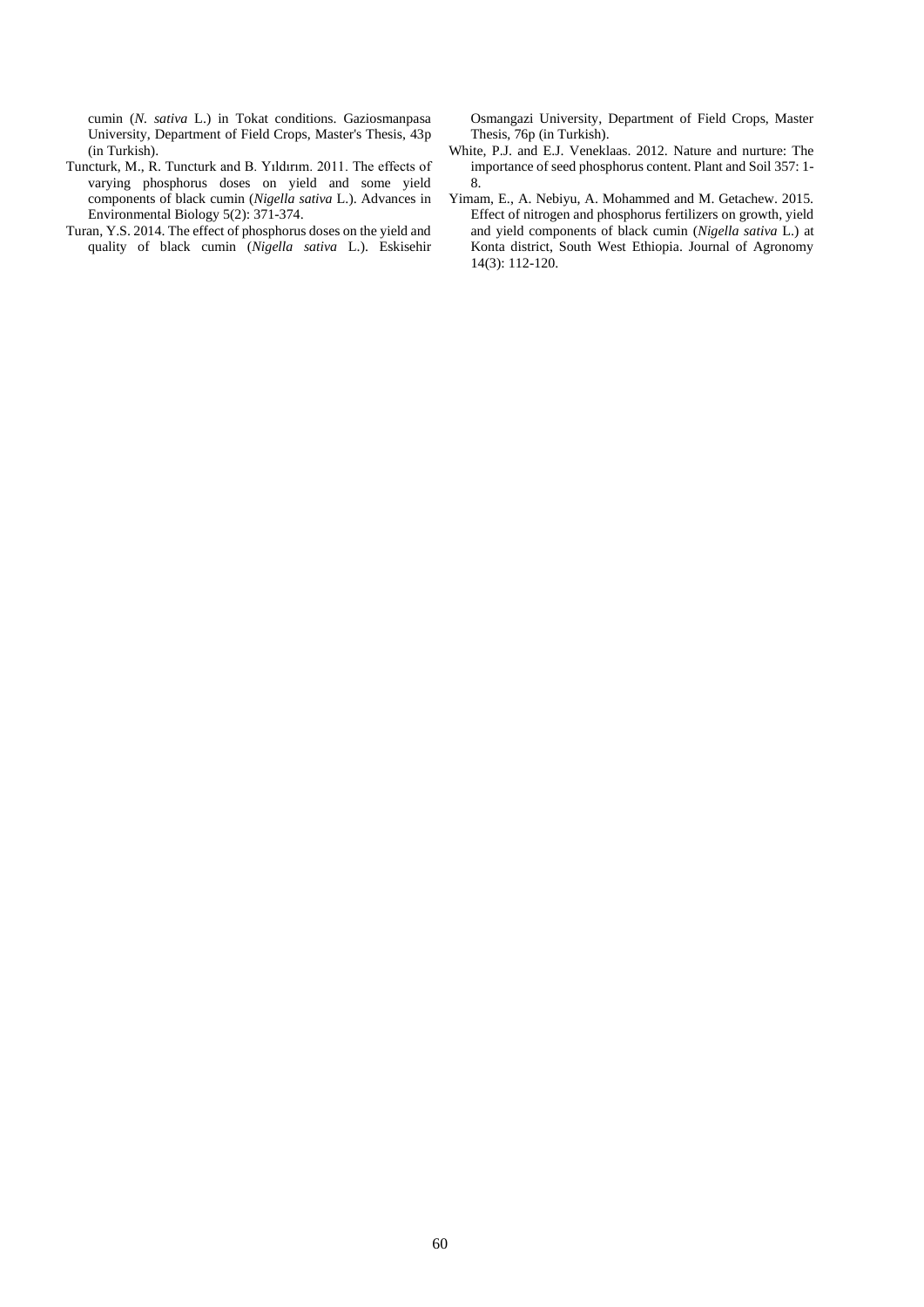cumin (*N. sativa* L.) in Tokat conditions. Gaziosmanpasa University, Department of Field Crops, Master's Thesis, 43p (in Turkish).

Tuncturk, M., R. Tuncturk and B. Yıldırım. 2011. The effects of varying phosphorus doses on yield and some yield components of black cumin (*Nigella sativa* L.). Advances in Environmental Biology 5(2): 371-374.

Turan, Y.S. 2014. The effect of phosphorus doses on the yield and quality of black cumin (*Nigella sativa* L.). Eskisehir Osmangazi University, Department of Field Crops, Master Thesis, 76p (in Turkish).

White, P.J. and E.J. Veneklaas. 2012. Nature and nurture: The importance of seed phosphorus content. Plant and Soil 357: 1-8.

Yimam, E., A. Nebiyu, A. Mohammed and M. Getachew. 2015. Effect of nitrogen and phosphorus fertilizers on growth, yield and yield components of black cumin (*Nigella sativa* L.) at Konta district, South West Ethiopia. Journal of Agronomy 14(3): 112-120.